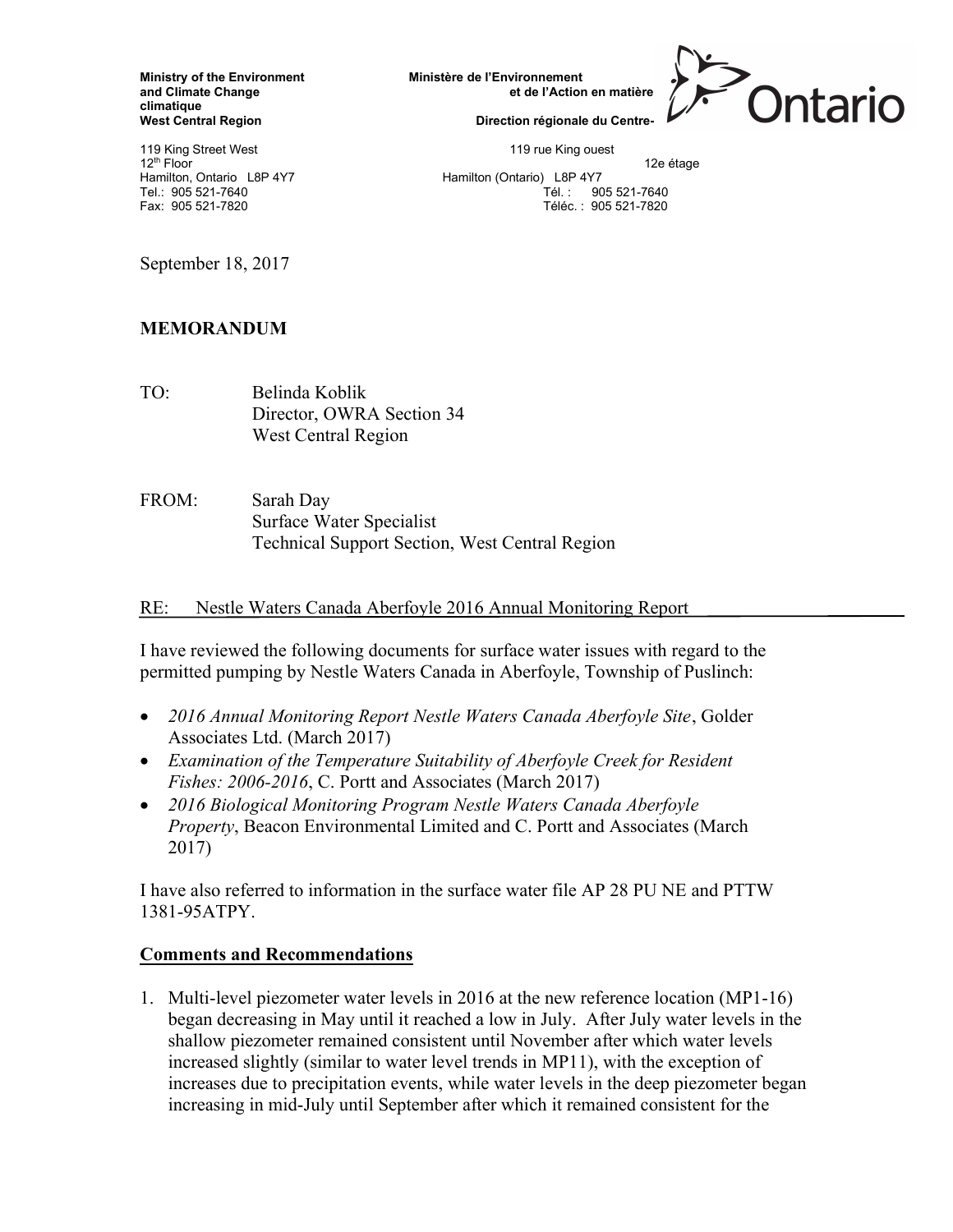**Ministry of the Environment and Climate Change**
**West Central Region**

**Ministère de l'Environnement et de l'Action en matière climatique**
**Direction régionale du Centre-**

119 King Street West
12th Floor
Hamilton, Ontario L8P 4Y7
Tel.: 905 521-7640
Fax: 905 521-7820

119 rue King ouest
12e étage
Hamilton (Ontario) L8P 4Y7
Tél. : 905 521-7640
Téléc. : 905 521-7820

Ontario

September 18, 2017

**MEMORANDUM**

TO: Belinda Koblik
Director, OWRA Section 34
West Central Region

FROM: Sarah Day
Surface Water Specialist
Technical Support Section, West Central Region

RE: Nestle Waters Canada Aberfoyle 2016 Annual Monitoring Report

I have reviewed the following documents for surface water issues with regard to the permitted pumping by Nestle Waters Canada in Aberfoyle, Township of Puslinch:

- *2016 Annual Monitoring Report Nestle Waters Canada Aberfoyle Site*, Golder Associates Ltd. (March 2017)
- *Examination of the Temperature Suitability of Aberfoyle Creek for Resident Fishes: 2006-2016*, C. Portt and Associates (March 2017)
- *2016 Biological Monitoring Program Nestle Waters Canada Aberfoyle Property*, Beacon Environmental Limited and C. Portt and Associates (March 2017)

I have also referred to information in the surface water file AP 28 PU NE and PTTW 1381-95ATPY.

**Comments and Recommendations**

1. Multi-level piezometer water levels in 2016 at the new reference location (MP1-16) began decreasing in May until it reached a low in July. After July water levels in the shallow piezometer remained consistent until November after which water levels increased slightly (similar to water level trends in MP11), with the exception of increases due to precipitation events, while water levels in the deep piezometer began increasing in mid-July until September after which it remained consistent for the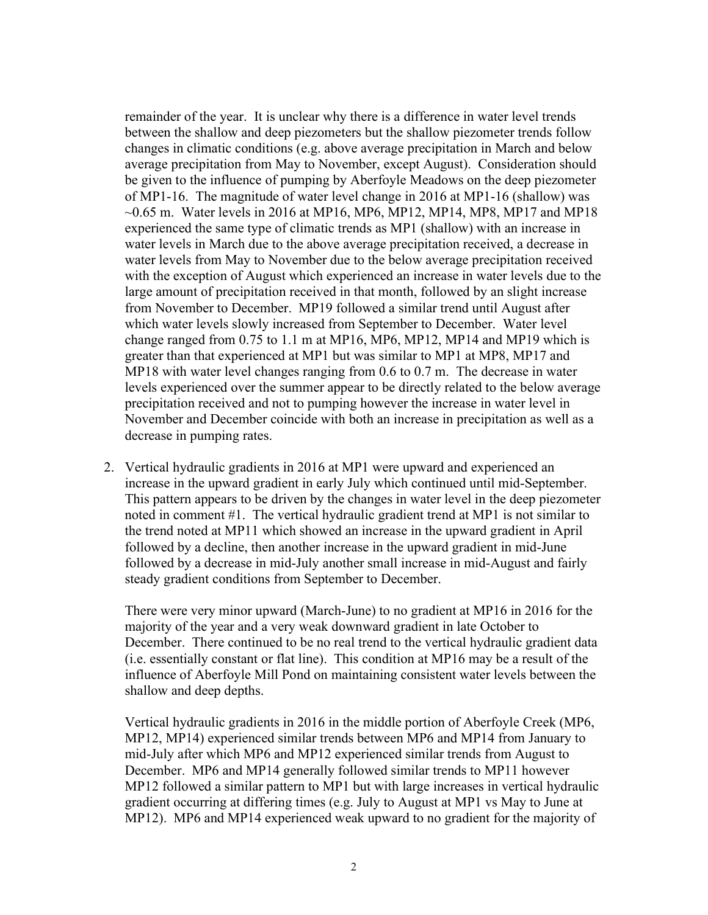remainder of the year. It is unclear why there is a difference in water level trends between the shallow and deep piezometers but the shallow piezometer trends follow changes in climatic conditions (e.g. above average precipitation in March and below average precipitation from May to November, except August). Consideration should be given to the influence of pumping by Aberfoyle Meadows on the deep piezometer of MP1-16. The magnitude of water level change in 2016 at MP1-16 (shallow) was ~0.65 m. Water levels in 2016 at MP16, MP6, MP12, MP14, MP8, MP17 and MP18 experienced the same type of climatic trends as MP1 (shallow) with an increase in water levels in March due to the above average precipitation received, a decrease in water levels from May to November due to the below average precipitation received with the exception of August which experienced an increase in water levels due to the large amount of precipitation received in that month, followed by an slight increase from November to December. MP19 followed a similar trend until August after which water levels slowly increased from September to December. Water level change ranged from 0.75 to 1.1 m at MP16, MP6, MP12, MP14 and MP19 which is greater than that experienced at MP1 but was similar to MP1 at MP8, MP17 and MP18 with water level changes ranging from 0.6 to 0.7 m. The decrease in water levels experienced over the summer appear to be directly related to the below average precipitation received and not to pumping however the increase in water level in November and December coincide with both an increase in precipitation as well as a decrease in pumping rates.

2. Vertical hydraulic gradients in 2016 at MP1 were upward and experienced an increase in the upward gradient in early July which continued until mid-September. This pattern appears to be driven by the changes in water level in the deep piezometer noted in comment #1. The vertical hydraulic gradient trend at MP1 is not similar to the trend noted at MP11 which showed an increase in the upward gradient in April followed by a decline, then another increase in the upward gradient in mid-June followed by a decrease in mid-July another small increase in mid-August and fairly steady gradient conditions from September to December.

   There were very minor upward (March-June) to no gradient at MP16 in 2016 for the majority of the year and a very weak downward gradient in late October to December. There continued to be no real trend to the vertical hydraulic gradient data (i.e. essentially constant or flat line). This condition at MP16 may be a result of the influence of Aberfoyle Mill Pond on maintaining consistent water levels between the shallow and deep depths.

   Vertical hydraulic gradients in 2016 in the middle portion of Aberfoyle Creek (MP6, MP12, MP14) experienced similar trends between MP6 and MP14 from January to mid-July after which MP6 and MP12 experienced similar trends from August to December. MP6 and MP14 generally followed similar trends to MP11 however MP12 followed a similar pattern to MP1 but with large increases in vertical hydraulic gradient occurring at differing times (e.g. July to August at MP1 vs May to June at MP12). MP6 and MP14 experienced weak upward to no gradient for the majority of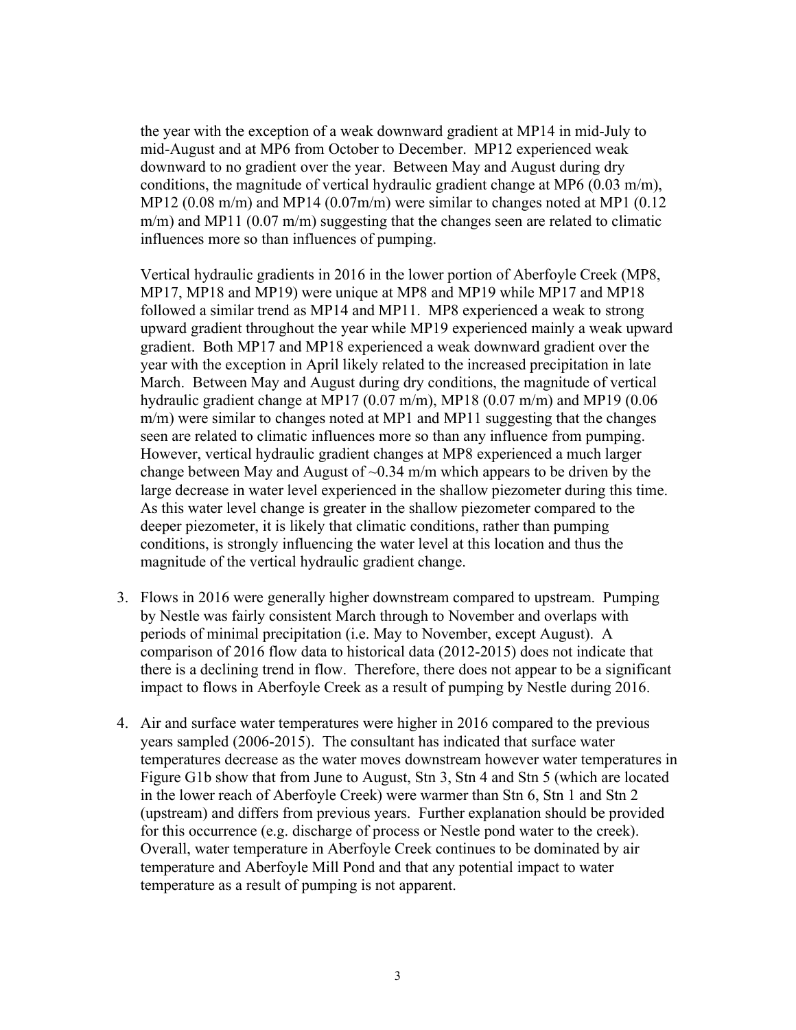the year with the exception of a weak downward gradient at MP14 in mid-July to mid-August and at MP6 from October to December. MP12 experienced weak downward to no gradient over the year. Between May and August during dry conditions, the magnitude of vertical hydraulic gradient change at MP6 (0.03 m/m), MP12 (0.08 m/m) and MP14 (0.07m/m) were similar to changes noted at MP1 (0.12 m/m) and MP11 (0.07 m/m) suggesting that the changes seen are related to climatic influences more so than influences of pumping.

Vertical hydraulic gradients in 2016 in the lower portion of Aberfoyle Creek (MP8, MP17, MP18 and MP19) were unique at MP8 and MP19 while MP17 and MP18 followed a similar trend as MP14 and MP11. MP8 experienced a weak to strong upward gradient throughout the year while MP19 experienced mainly a weak upward gradient. Both MP17 and MP18 experienced a weak downward gradient over the year with the exception in April likely related to the increased precipitation in late March. Between May and August during dry conditions, the magnitude of vertical hydraulic gradient change at MP17 (0.07 m/m), MP18 (0.07 m/m) and MP19 (0.06 m/m) were similar to changes noted at MP1 and MP11 suggesting that the changes seen are related to climatic influences more so than any influence from pumping. However, vertical hydraulic gradient changes at MP8 experienced a much larger change between May and August of ~0.34 m/m which appears to be driven by the large decrease in water level experienced in the shallow piezometer during this time. As this water level change is greater in the shallow piezometer compared to the deeper piezometer, it is likely that climatic conditions, rather than pumping conditions, is strongly influencing the water level at this location and thus the magnitude of the vertical hydraulic gradient change.

3. Flows in 2016 were generally higher downstream compared to upstream. Pumping by Nestle was fairly consistent March through to November and overlaps with periods of minimal precipitation (i.e. May to November, except August). A comparison of 2016 flow data to historical data (2012-2015) does not indicate that there is a declining trend in flow. Therefore, there does not appear to be a significant impact to flows in Aberfoyle Creek as a result of pumping by Nestle during 2016.

4. Air and surface water temperatures were higher in 2016 compared to the previous years sampled (2006-2015). The consultant has indicated that surface water temperatures decrease as the water moves downstream however water temperatures in Figure G1b show that from June to August, Stn 3, Stn 4 and Stn 5 (which are located in the lower reach of Aberfoyle Creek) were warmer than Stn 6, Stn 1 and Stn 2 (upstream) and differs from previous years. Further explanation should be provided for this occurrence (e.g. discharge of process or Nestle pond water to the creek). Overall, water temperature in Aberfoyle Creek continues to be dominated by air temperature and Aberfoyle Mill Pond and that any potential impact to water temperature as a result of pumping is not apparent.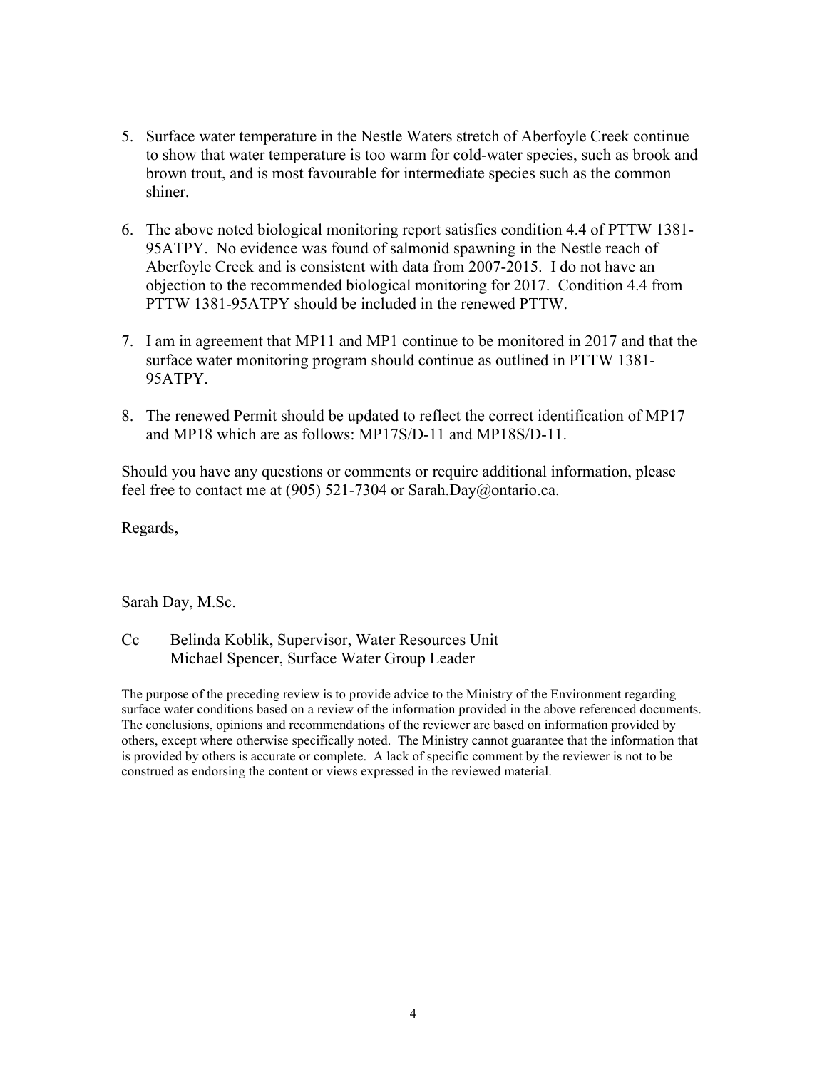5. Surface water temperature in the Nestle Waters stretch of Aberfoyle Creek continue to show that water temperature is too warm for cold-water species, such as brook and brown trout, and is most favourable for intermediate species such as the common shiner.

6. The above noted biological monitoring report satisfies condition 4.4 of PTTW 1381-95ATPY. No evidence was found of salmonid spawning in the Nestle reach of Aberfoyle Creek and is consistent with data from 2007-2015. I do not have an objection to the recommended biological monitoring for 2017. Condition 4.4 from PTTW 1381-95ATPY should be included in the renewed PTTW.

7. I am in agreement that MP11 and MP1 continue to be monitored in 2017 and that the surface water monitoring program should continue as outlined in PTTW 1381-95ATPY.

8. The renewed Permit should be updated to reflect the correct identification of MP17 and MP18 which are as follows: MP17S/D-11 and MP18S/D-11.

Should you have any questions or comments or require additional information, please feel free to contact me at (905) 521-7304 or Sarah.Day@ontario.ca.

Regards,

Sarah Day, M.Sc.

Cc Belinda Koblik, Supervisor, Water Resources Unit
Michael Spencer, Surface Water Group Leader

The purpose of the preceding review is to provide advice to the Ministry of the Environment regarding surface water conditions based on a review of the information provided in the above referenced documents. The conclusions, opinions and recommendations of the reviewer are based on information provided by others, except where otherwise specifically noted. The Ministry cannot guarantee that the information that is provided by others is accurate or complete. A lack of specific comment by the reviewer is not to be construed as endorsing the content or views expressed in the reviewed material.